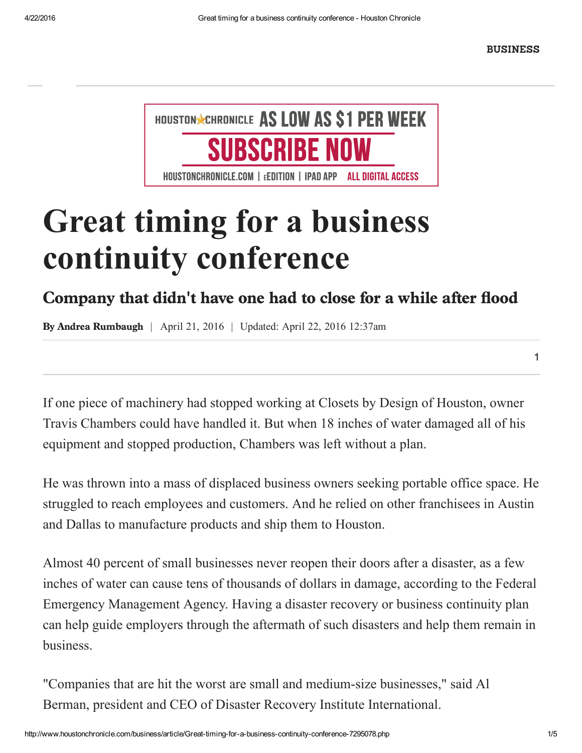BUSINESS

# Great timing for a business continuity conference

## Company that didn't have one had to close for a while after flood

**By Andrea Rumbaugh** | April 21, 2016 | Updated: April 22, 2016 12:37am

If one piece of machinery had stopped working at Closets by Design of Houston, owner Travis Chambers could have handled it. But when 18 inches of water damaged all of his equipment and stopped production, Chambers was left without a plan.

He was thrown into a mass of displaced business owners seeking portable office space. He struggled to reach employees and customers. And he relied on other franchisees in Austin and Dallas to manufacture products and ship them to Houston.

Almost 40 percent of small businesses never reopen their doors after a disaster, as a few inches of water can cause tens of thousands of dollars in damage, according to the Federal Emergency Management Agency. Having a disaster recovery or business continuity plan can help guide employers through the aftermath of such disasters and help them remain in business.

"Companies that are hit the worst are small and medium-size businesses," said Al Berman, president and CEO of Disaster Recovery Institute International.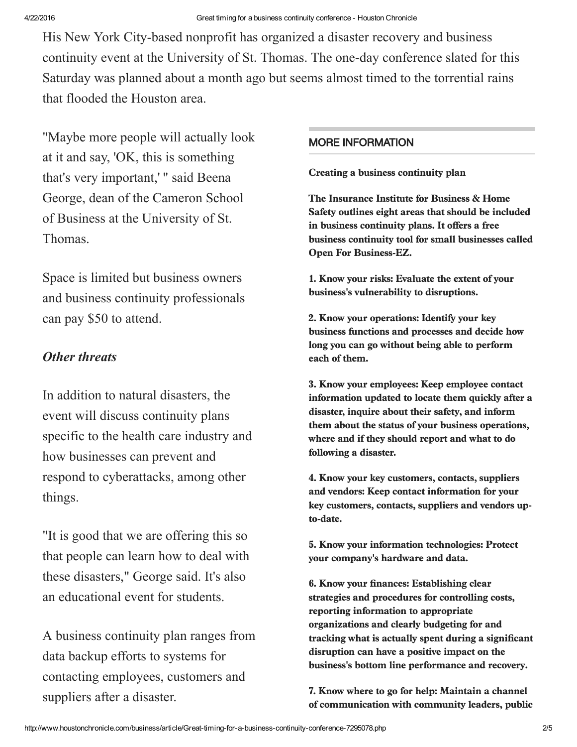His New York City-based nonprofit has organized a disaster recovery and business continuity event at the University of St. Thomas. The one-day conference slated for this Saturday was planned about a month ago but seems almost timed to the torrential rains that flooded the Houston area.

"Maybe more people will actually look at it and say, 'OK, this is something that's very important,' " said Beena George, dean of the Cameron School of Business at the University of St. Thomas.

Space is limited but business owners and business continuity professionals can pay $50 to attend.

### *Other threats*

In addition to natural disasters, the event will discuss continuity plans specific to the health care industry and how businesses can prevent and respond to cyberattacks, among other things.

"It is good that we are offering this so that people can learn how to deal with these disasters," George said. It's also an educational event for students.

A business continuity plan ranges from data backup efforts to systems for contacting employees, customers and suppliers after a disaster.

## MORE INFORMATION

**Creating a business continuity plan**

**The Insurance Institute for Business & Home Safety outlines eight areas that should be included in business continuity plans. It offers a free business continuity tool for small businesses called Open For Business-EZ.**

**1. Know your risks: Evaluate the extent of your business's vulnerability to disruptions.**

**2. Know your operations: Identify your key business functions and processes and decide how long you can go without being able to perform each of them.**

**3. Know your employees: Keep employee contact information updated to locate them quickly after a disaster, inquire about their safety, and inform them about the status of your business operations, where and if they should report and what to do following a disaster.**

**4. Know your key customers, contacts, suppliers and vendors: Keep contact information for your key customers, contacts, suppliers and vendors up-to-date.**

**5. Know your information technologies: Protect your company's hardware and data.**

**6. Know your finances: Establishing clear strategies and procedures for controlling costs, reporting information to appropriate organizations and clearly budgeting for and tracking what is actually spent during a significant disruption can have a positive impact on the business's bottom line performance and recovery.**

**7. Know where to go for help: Maintain a channel of communication with community leaders, public**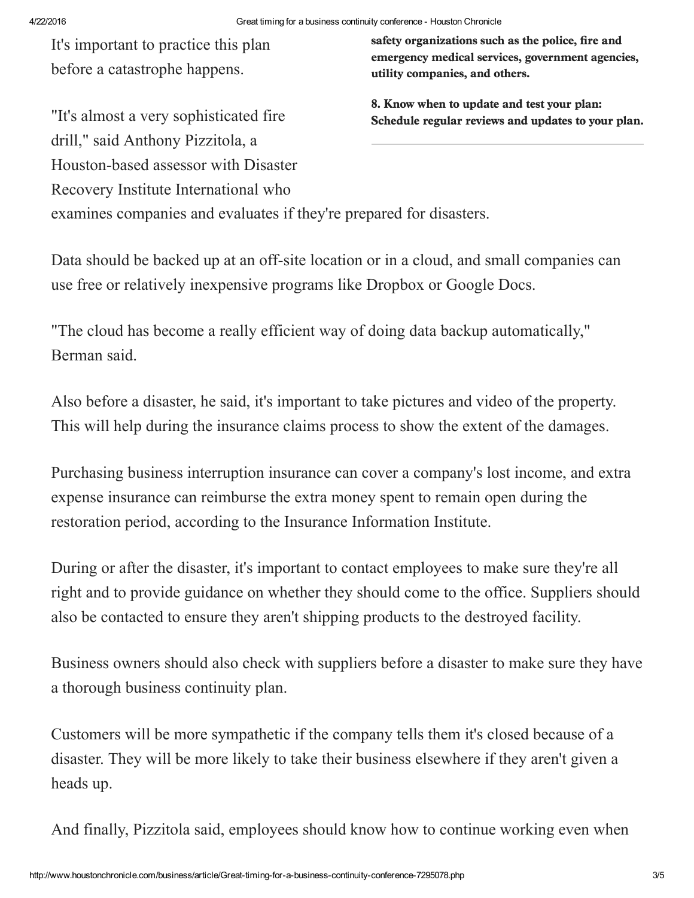It's important to practice this plan before a catastrophe happens.

**safety organizations such as the police, fire and emergency medical services, government agencies, utility companies, and others.**

**8. Know when to update and test your plan: Schedule regular reviews and updates to your plan.**

"It's almost a very sophisticated fire drill," said Anthony Pizzitola, a Houston-based assessor with Disaster Recovery Institute International who examines companies and evaluates if they're prepared for disasters.

Data should be backed up at an off-site location or in a cloud, and small companies can use free or relatively inexpensive programs like Dropbox or Google Docs.

"The cloud has become a really efficient way of doing data backup automatically," Berman said.

Also before a disaster, he said, it's important to take pictures and video of the property. This will help during the insurance claims process to show the extent of the damages.

Purchasing business interruption insurance can cover a company's lost income, and extra expense insurance can reimburse the extra money spent to remain open during the restoration period, according to the Insurance Information Institute.

During or after the disaster, it's important to contact employees to make sure they're all right and to provide guidance on whether they should come to the office. Suppliers should also be contacted to ensure they aren't shipping products to the destroyed facility.

Business owners should also check with suppliers before a disaster to make sure they have a thorough business continuity plan.

Customers will be more sympathetic if the company tells them it's closed because of a disaster. They will be more likely to take their business elsewhere if they aren't given a heads up.

And finally, Pizzitola said, employees should know how to continue working even when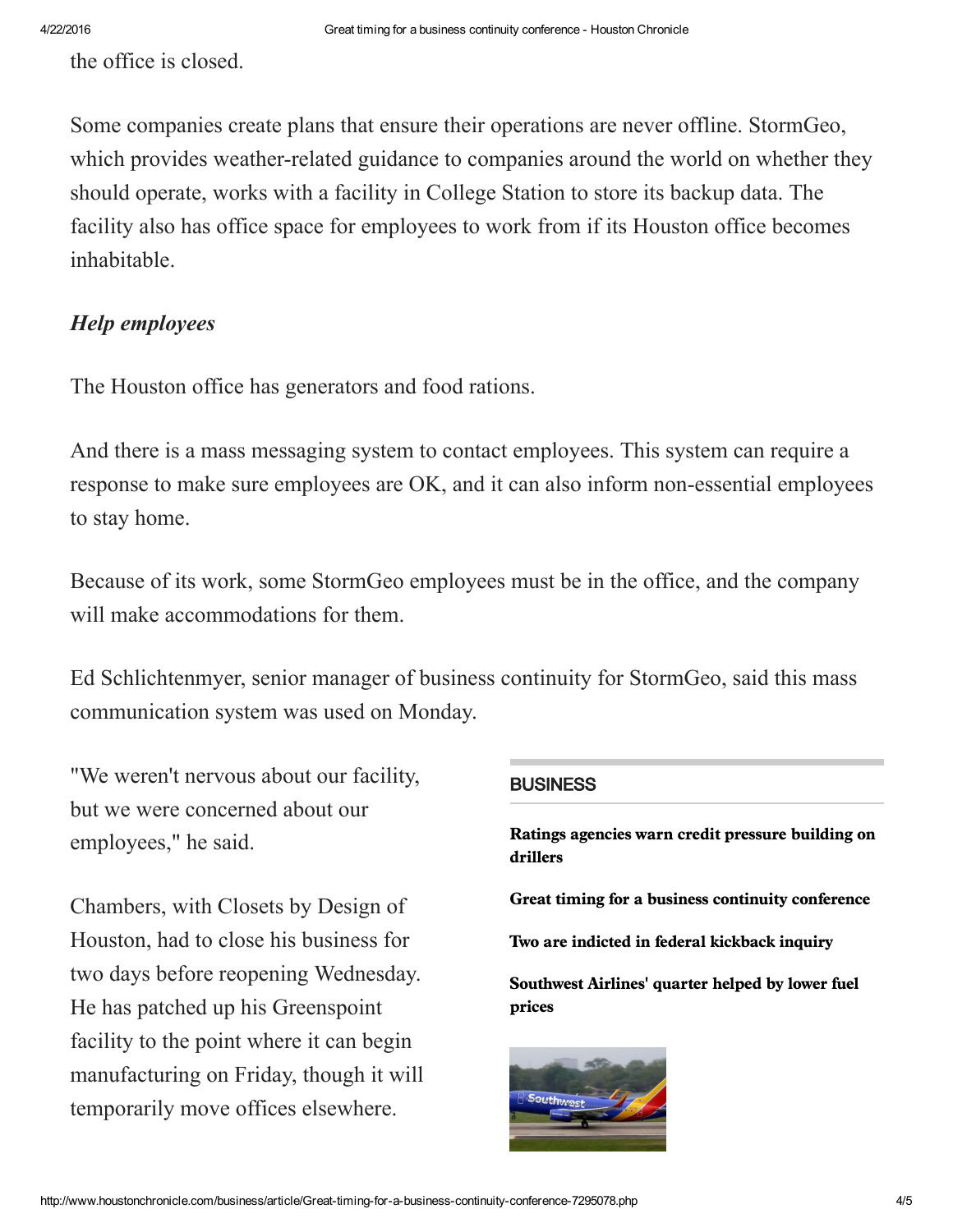the office is closed.

Some companies create plans that ensure their operations are never offline. StormGeo, which provides weather-related guidance to companies around the world on whether they should operate, works with a facility in College Station to store its backup data. The facility also has office space for employees to work from if its Houston office becomes inhabitable.

### *Help employees*

The Houston office has generators and food rations.

And there is a mass messaging system to contact employees. This system can require a response to make sure employees are OK, and it can also inform non-essential employees to stay home.

Because of its work, some StormGeo employees must be in the office, and the company will make accommodations for them.

Ed Schlichtenmyer, senior manager of business continuity for StormGeo, said this mass communication system was used on Monday.

"We weren't nervous about our facility, but we were concerned about our employees," he said.

Chambers, with Closets by Design of Houston, had to close his business for two days before reopening Wednesday. He has patched up his Greenspoint facility to the point where it can begin manufacturing on Friday, though it will temporarily move offices elsewhere.

**BUSINESS**

**Ratings agencies warn credit pressure building on drillers**

**Great timing for a business continuity conference**

**Two are indicted in federal kickback inquiry**

**Southwest Airlines' quarter helped by lower fuel prices**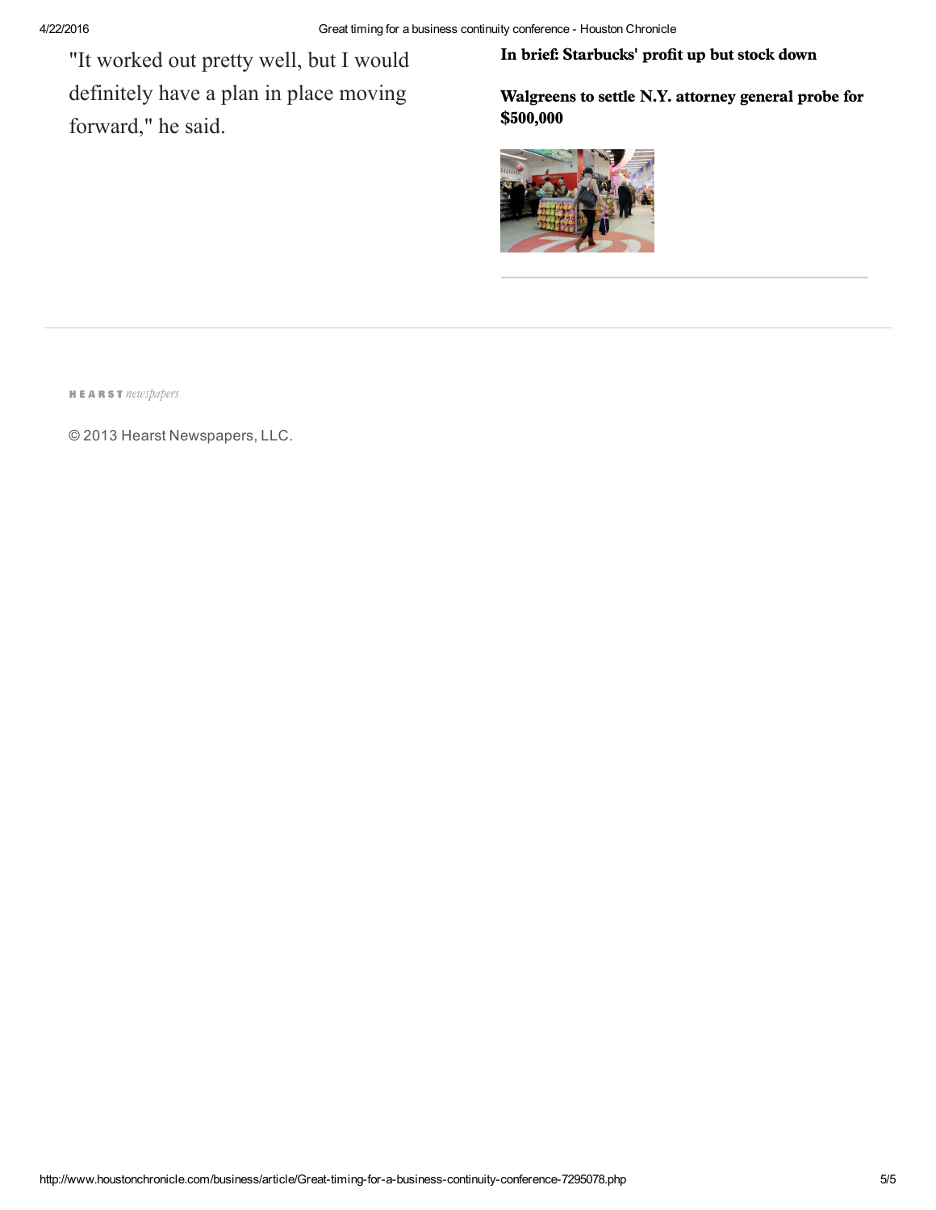"It worked out pretty well, but I would definitely have a plan in place moving forward," he said.

**In brief: Starbucks' profit up but stock down**

**Walgreens to settle N.Y. attorney general probe for $500,000**

HEARST *newspapers*

© 2013 Hearst Newspapers, LLC.